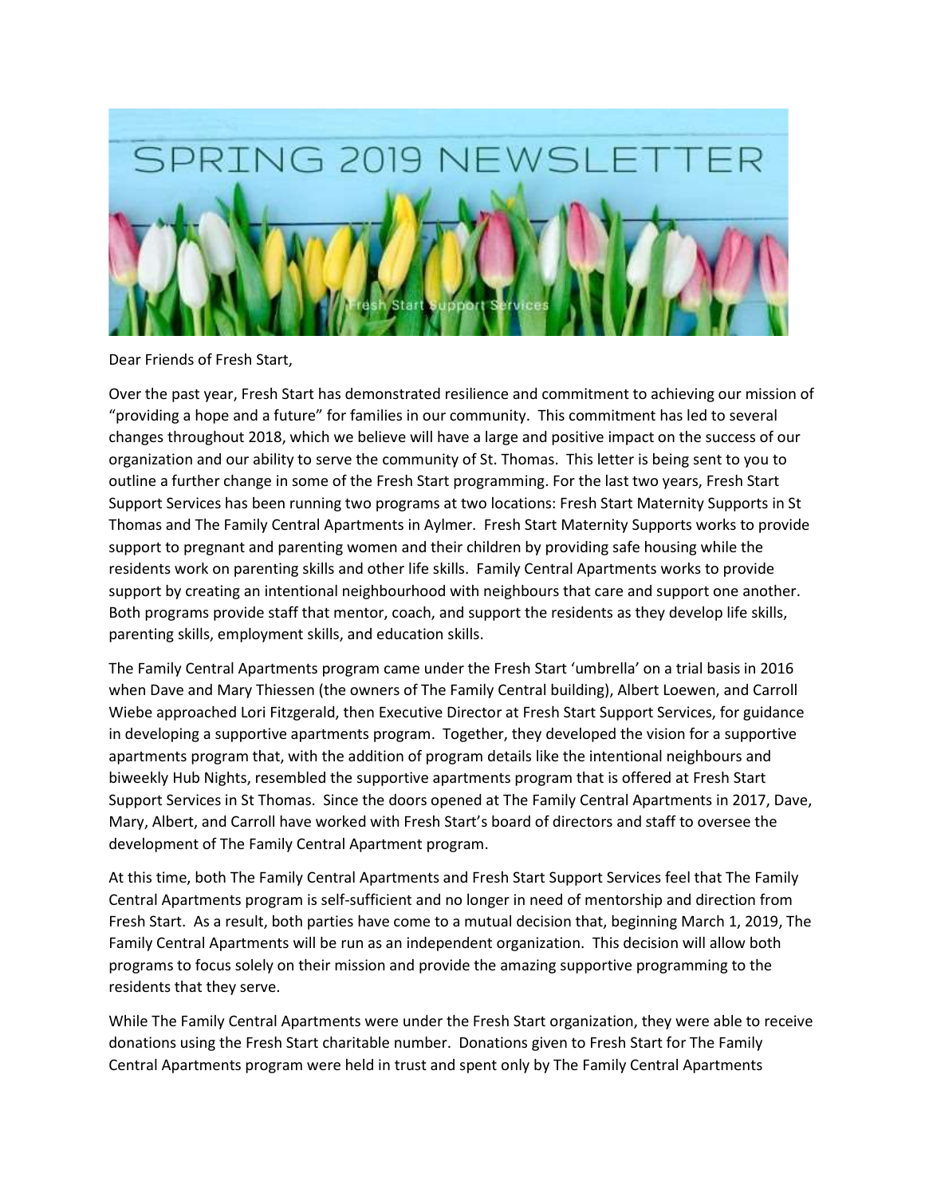# SPRING 2019 NEWSLETTER

Dear Friends of Fresh Start,

Over the past year, Fresh Start has demonstrated resilience and commitment to achieving our mission of "providing a hope and a future" for families in our community. This commitment has led to several changes throughout 2018, which we believe will have a large and positive impact on the success of our organization and our ability to serve the community of St. Thomas. This letter is being sent to you to outline a further change in some of the Fresh Start programming. For the last two years, Fresh Start Support Services has been running two programs at two locations: Fresh Start Maternity Supports in St Thomas and The Family Central Apartments in Aylmer. Fresh Start Maternity Supports works to provide support to pregnant and parenting women and their children by providing safe housing while the residents work on parenting skills and other life skills. Family Central Apartments works to provide support by creating an intentional neighbourhood with neighbours that care and support one another. Both programs provide staff that mentor, coach, and support the residents as they develop life skills, parenting skills, employment skills, and education skills.

The Family Central Apartments program came under the Fresh Start 'umbrella' on a trial basis in 2016 when Dave and Mary Thiessen (the owners of The Family Central building), Albert Loewen, and Carroll Wiebe approached Lori Fitzgerald, then Executive Director at Fresh Start Support Services, for guidance in developing a supportive apartments program. Together, they developed the vision for a supportive apartments program that, with the addition of program details like the intentional neighbours and biweekly Hub Nights, resembled the supportive apartments program that is offered at Fresh Start Support Services in St Thomas. Since the doors opened at The Family Central Apartments in 2017, Dave, Mary, Albert, and Carroll have worked with Fresh Start's board of directors and staff to oversee the development of The Family Central Apartment program.

At this time, both The Family Central Apartments and Fresh Start Support Services feel that The Family Central Apartments program is self-sufficient and no longer in need of mentorship and direction from Fresh Start. As a result, both parties have come to a mutual decision that, beginning March 1, 2019, The Family Central Apartments will be run as an independent organization. This decision will allow both programs to focus solely on their mission and provide the amazing supportive programming to the residents that they serve.

While The Family Central Apartments were under the Fresh Start organization, they were able to receive donations using the Fresh Start charitable number. Donations given to Fresh Start for The Family Central Apartments program were held in trust and spent only by The Family Central Apartments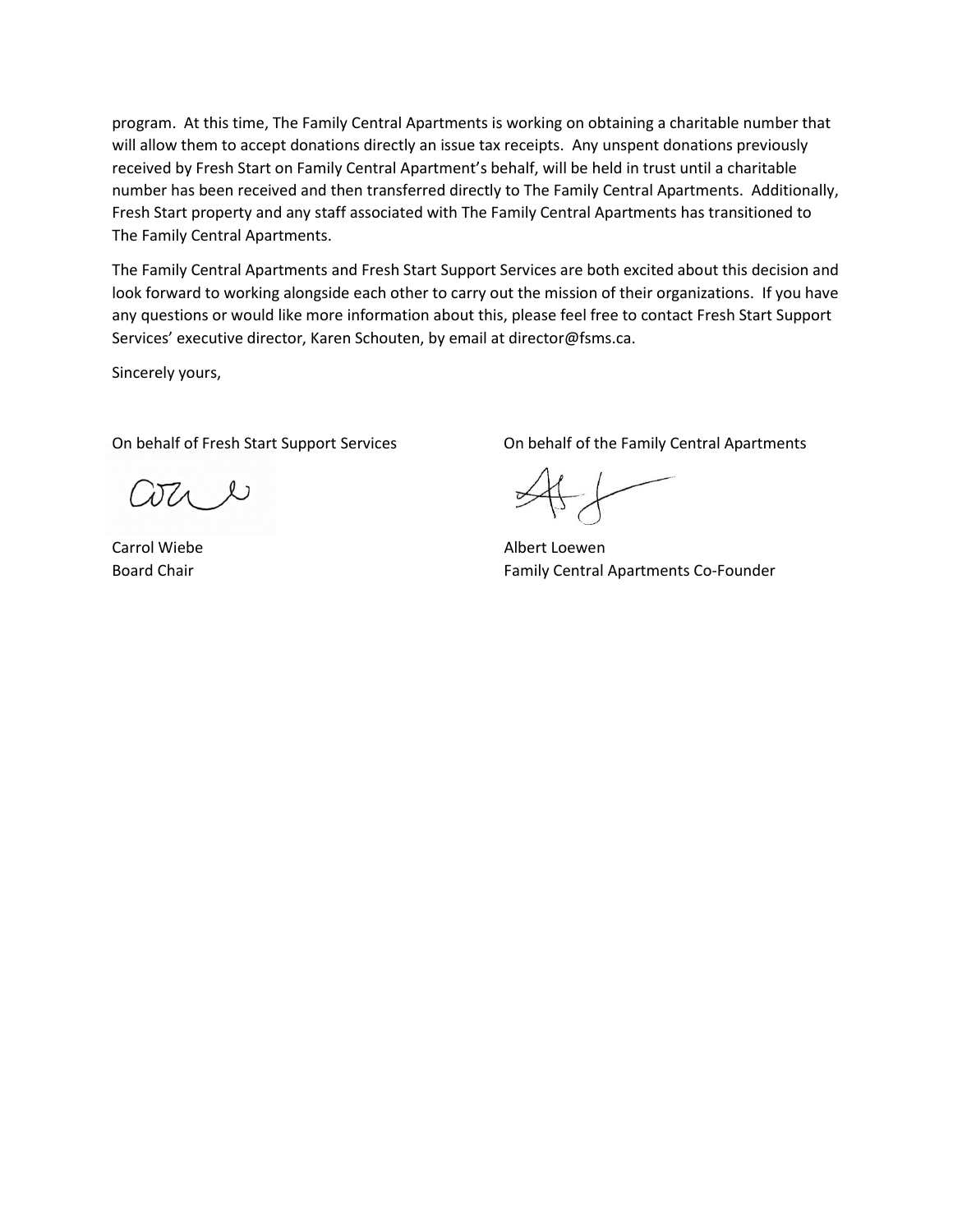program. At this time, The Family Central Apartments is working on obtaining a charitable number that will allow them to accept donations directly an issue tax receipts. Any unspent donations previously received by Fresh Start on Family Central Apartment's behalf, will be held in trust until a charitable number has been received and then transferred directly to The Family Central Apartments. Additionally, Fresh Start property and any staff associated with The Family Central Apartments has transitioned to The Family Central Apartments.

The Family Central Apartments and Fresh Start Support Services are both excited about this decision and look forward to working alongside each other to carry out the mission of their organizations. If you have any questions or would like more information about this, please feel free to contact Fresh Start Support Services' executive director, Karen Schouten, by email at director@fsms.ca.

Sincerely yours,

On behalf of Fresh Start Support Services

Carrol Wiebe
Board Chair

On behalf of the Family Central Apartments

Albert Loewen
Family Central Apartments Co-Founder